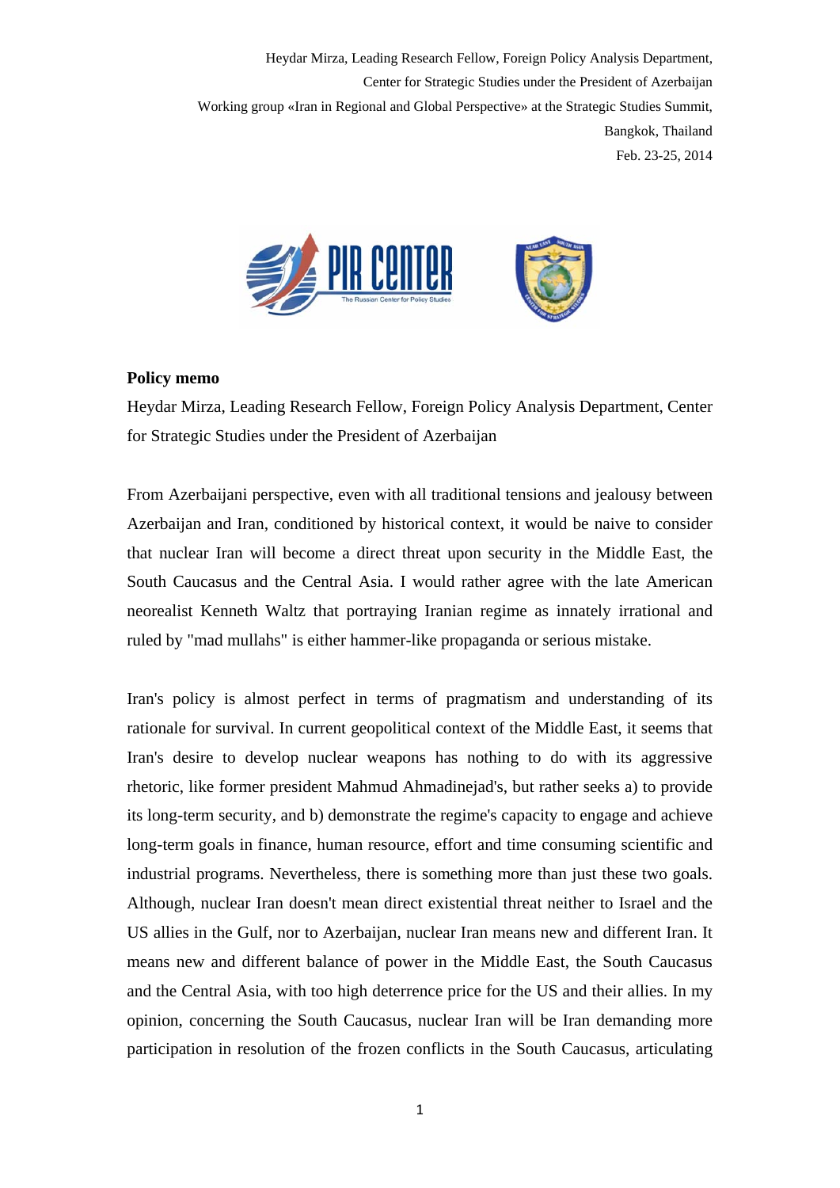Heydar Mirza, Leading Research Fellow, Foreign Policy Analysis Department, Center for Strategic Studies under the President of Azerbaijan
Working group «Iran in Regional and Global Perspective» at the Strategic Studies Summit, Bangkok, Thailand
Feb. 23-25, 2014

**Policy memo**

Heydar Mirza, Leading Research Fellow, Foreign Policy Analysis Department, Center for Strategic Studies under the President of Azerbaijan

From Azerbaijani perspective, even with all traditional tensions and jealousy between Azerbaijan and Iran, conditioned by historical context, it would be naive to consider that nuclear Iran will become a direct threat upon security in the Middle East, the South Caucasus and the Central Asia. I would rather agree with the late American neorealist Kenneth Waltz that portraying Iranian regime as innately irrational and ruled by "mad mullahs" is either hammer-like propaganda or serious mistake.

Iran's policy is almost perfect in terms of pragmatism and understanding of its rationale for survival. In current geopolitical context of the Middle East, it seems that Iran's desire to develop nuclear weapons has nothing to do with its aggressive rhetoric, like former president Mahmud Ahmadinejad's, but rather seeks a) to provide its long-term security, and b) demonstrate the regime's capacity to engage and achieve long-term goals in finance, human resource, effort and time consuming scientific and industrial programs. Nevertheless, there is something more than just these two goals. Although, nuclear Iran doesn't mean direct existential threat neither to Israel and the US allies in the Gulf, nor to Azerbaijan, nuclear Iran means new and different Iran. It means new and different balance of power in the Middle East, the South Caucasus and the Central Asia, with too high deterrence price for the US and their allies. In my opinion, concerning the South Caucasus, nuclear Iran will be Iran demanding more participation in resolution of the frozen conflicts in the South Caucasus, articulating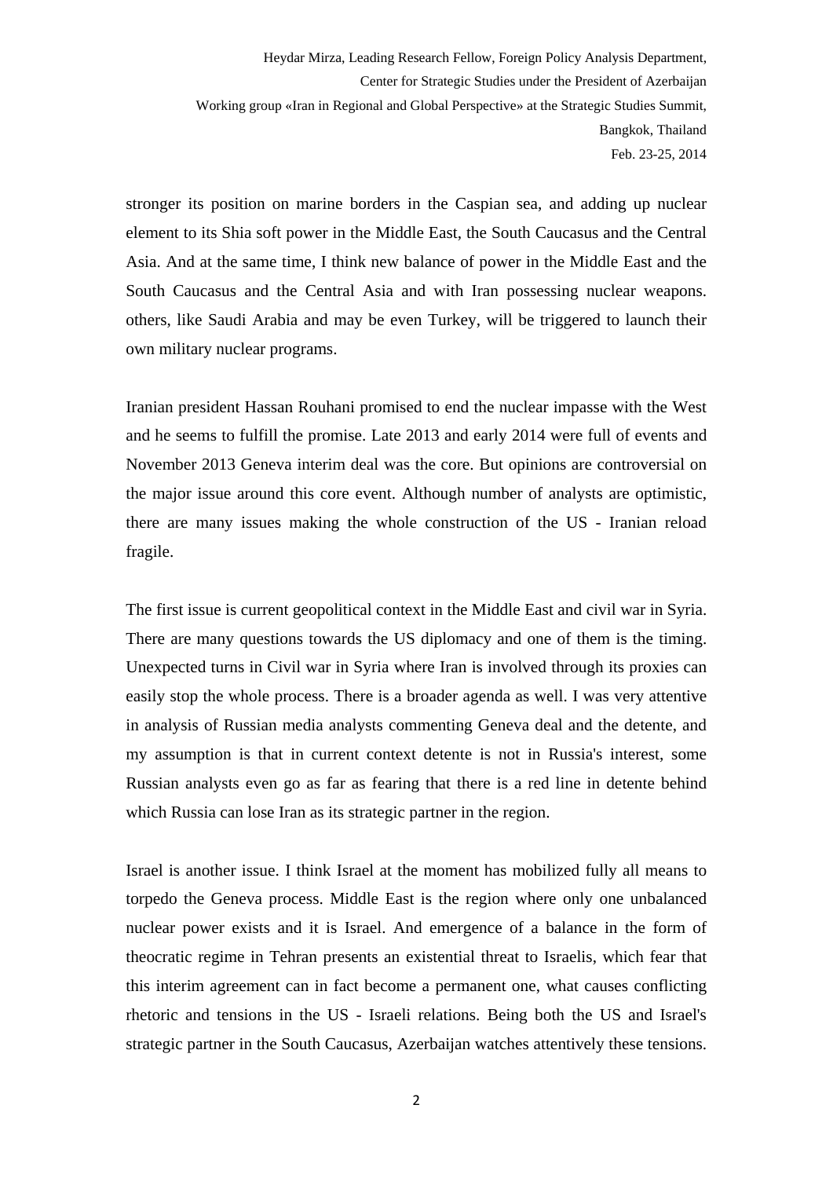stronger its position on marine borders in the Caspian sea, and adding up nuclear element to its Shia soft power in the Middle East, the South Caucasus and the Central Asia. And at the same time, I think new balance of power in the Middle East and the South Caucasus and the Central Asia and with Iran possessing nuclear weapons. others, like Saudi Arabia and may be even Turkey, will be triggered to launch their own military nuclear programs.

Iranian president Hassan Rouhani promised to end the nuclear impasse with the West and he seems to fulfill the promise. Late 2013 and early 2014 were full of events and November 2013 Geneva interim deal was the core. But opinions are controversial on the major issue around this core event. Although number of analysts are optimistic, there are many issues making the whole construction of the US - Iranian reload fragile.

The first issue is current geopolitical context in the Middle East and civil war in Syria. There are many questions towards the US diplomacy and one of them is the timing. Unexpected turns in Civil war in Syria where Iran is involved through its proxies can easily stop the whole process. There is a broader agenda as well. I was very attentive in analysis of Russian media analysts commenting Geneva deal and the detente, and my assumption is that in current context detente is not in Russia's interest, some Russian analysts even go as far as fearing that there is a red line in detente behind which Russia can lose Iran as its strategic partner in the region.

Israel is another issue. I think Israel at the moment has mobilized fully all means to torpedo the Geneva process. Middle East is the region where only one unbalanced nuclear power exists and it is Israel. And emergence of a balance in the form of theocratic regime in Tehran presents an existential threat to Israelis, which fear that this interim agreement can in fact become a permanent one, what causes conflicting rhetoric and tensions in the US - Israeli relations. Being both the US and Israel's strategic partner in the South Caucasus, Azerbaijan watches attentively these tensions.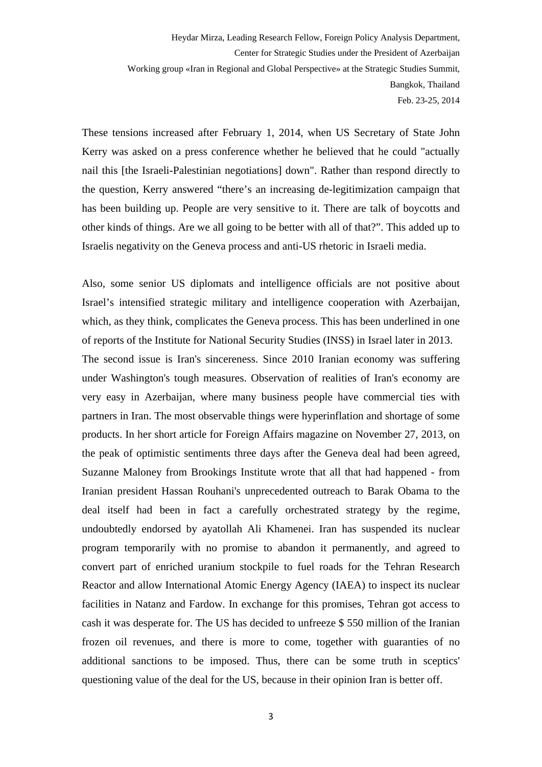These tensions increased after February 1, 2014, when US Secretary of State John Kerry was asked on a press conference whether he believed that he could "actually nail this [the Israeli-Palestinian negotiations] down". Rather than respond directly to the question, Kerry answered “there’s an increasing de-legitimization campaign that has been building up. People are very sensitive to it. There are talk of boycotts and other kinds of things. Are we all going to be better with all of that?”. This added up to Israelis negativity on the Geneva process and anti-US rhetoric in Israeli media.

Also, some senior US diplomats and intelligence officials are not positive about Israel’s intensified strategic military and intelligence cooperation with Azerbaijan, which, as they think, complicates the Geneva process. This has been underlined in one of reports of the Institute for National Security Studies (INSS) in Israel later in 2013.

The second issue is Iran's sincereness. Since 2010 Iranian economy was suffering under Washington's tough measures. Observation of realities of Iran's economy are very easy in Azerbaijan, where many business people have commercial ties with partners in Iran. The most observable things were hyperinflation and shortage of some products. In her short article for Foreign Affairs magazine on November 27, 2013, on the peak of optimistic sentiments three days after the Geneva deal had been agreed, Suzanne Maloney from Brookings Institute wrote that all that had happened - from Iranian president Hassan Rouhani's unprecedented outreach to Barak Obama to the deal itself had been in fact a carefully orchestrated strategy by the regime, undoubtedly endorsed by ayatollah Ali Khamenei. Iran has suspended its nuclear program temporarily with no promise to abandon it permanently, and agreed to convert part of enriched uranium stockpile to fuel roads for the Tehran Research Reactor and allow International Atomic Energy Agency (IAEA) to inspect its nuclear facilities in Natanz and Fardow. In exchange for this promises, Tehran got access to cash it was desperate for. The US has decided to unfreeze $ 550 million of the Iranian frozen oil revenues, and there is more to come, together with guaranties of no additional sanctions to be imposed. Thus, there can be some truth in sceptics' questioning value of the deal for the US, because in their opinion Iran is better off.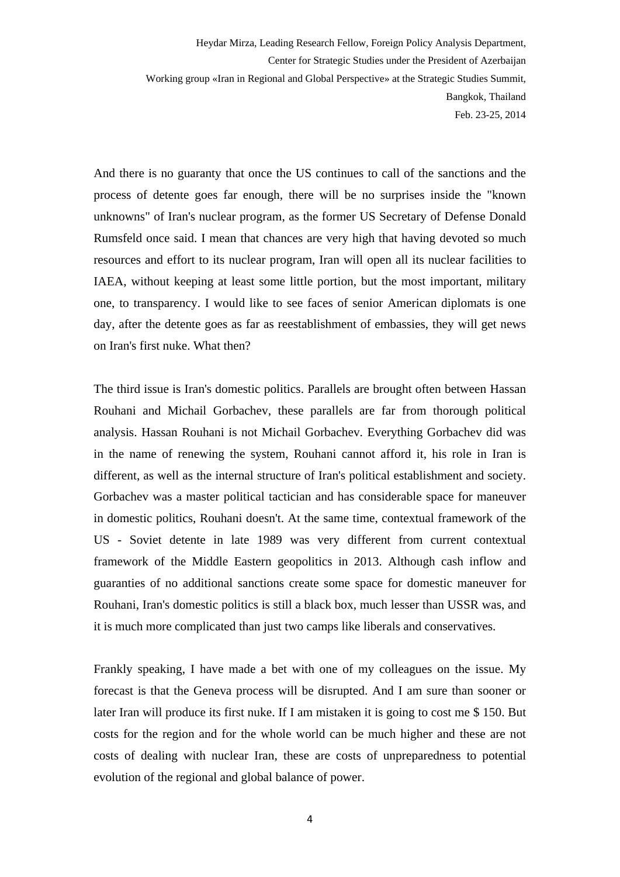And there is no guaranty that once the US continues to call of the sanctions and the process of detente goes far enough, there will be no surprises inside the "known unknowns" of Iran's nuclear program, as the former US Secretary of Defense Donald Rumsfeld once said. I mean that chances are very high that having devoted so much resources and effort to its nuclear program, Iran will open all its nuclear facilities to IAEA, without keeping at least some little portion, but the most important, military one, to transparency. I would like to see faces of senior American diplomats is one day, after the detente goes as far as reestablishment of embassies, they will get news on Iran's first nuke. What then?

The third issue is Iran's domestic politics. Parallels are brought often between Hassan Rouhani and Michail Gorbachev, these parallels are far from thorough political analysis. Hassan Rouhani is not Michail Gorbachev. Everything Gorbachev did was in the name of renewing the system, Rouhani cannot afford it, his role in Iran is different, as well as the internal structure of Iran's political establishment and society. Gorbachev was a master political tactician and has considerable space for maneuver in domestic politics, Rouhani doesn't. At the same time, contextual framework of the US - Soviet detente in late 1989 was very different from current contextual framework of the Middle Eastern geopolitics in 2013. Although cash inflow and guaranties of no additional sanctions create some space for domestic maneuver for Rouhani, Iran's domestic politics is still a black box, much lesser than USSR was, and it is much more complicated than just two camps like liberals and conservatives.

Frankly speaking, I have made a bet with one of my colleagues on the issue. My forecast is that the Geneva process will be disrupted. And I am sure than sooner or later Iran will produce its first nuke. If I am mistaken it is going to cost me $ 150. But costs for the region and for the whole world can be much higher and these are not costs of dealing with nuclear Iran, these are costs of unpreparedness to potential evolution of the regional and global balance of power.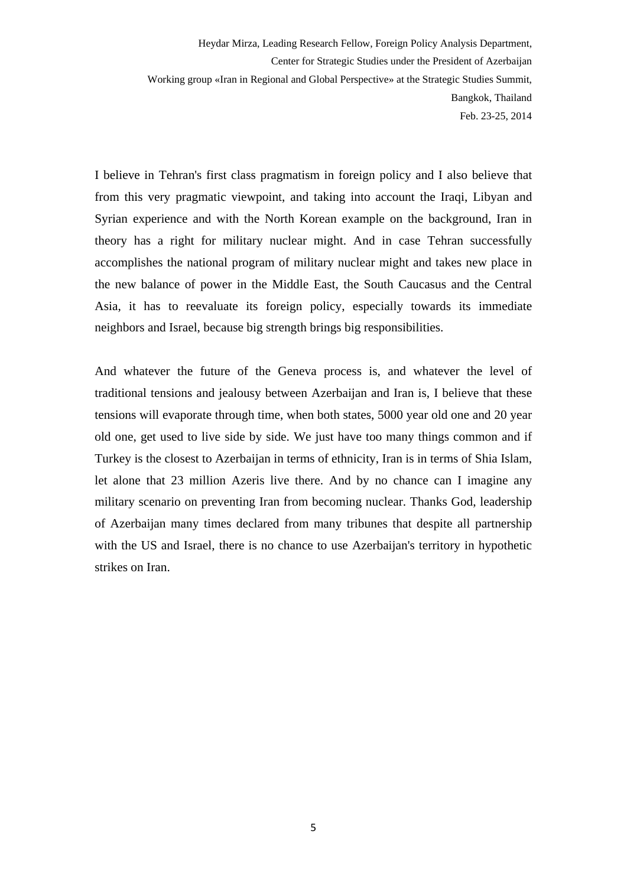I believe in Tehran's first class pragmatism in foreign policy and I also believe that from this very pragmatic viewpoint, and taking into account the Iraqi, Libyan and Syrian experience and with the North Korean example on the background, Iran in theory has a right for military nuclear might. And in case Tehran successfully accomplishes the national program of military nuclear might and takes new place in the new balance of power in the Middle East, the South Caucasus and the Central Asia, it has to reevaluate its foreign policy, especially towards its immediate neighbors and Israel, because big strength brings big responsibilities.

And whatever the future of the Geneva process is, and whatever the level of traditional tensions and jealousy between Azerbaijan and Iran is, I believe that these tensions will evaporate through time, when both states, 5000 year old one and 20 year old one, get used to live side by side. We just have too many things common and if Turkey is the closest to Azerbaijan in terms of ethnicity, Iran is in terms of Shia Islam, let alone that 23 million Azeris live there. And by no chance can I imagine any military scenario on preventing Iran from becoming nuclear. Thanks God, leadership of Azerbaijan many times declared from many tribunes that despite all partnership with the US and Israel, there is no chance to use Azerbaijan's territory in hypothetic strikes on Iran.